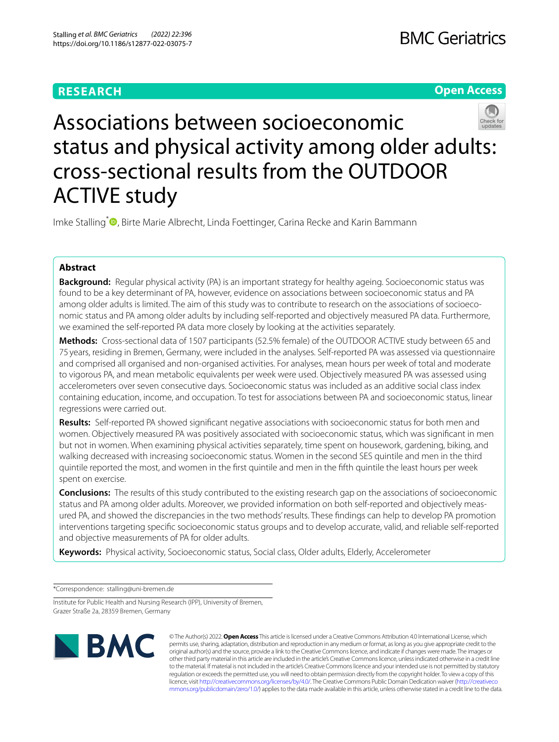RESEARCH

Open Access

# Associations between socioeconomic status and physical activity among older adults: cross-sectional results from the OUTDOOR ACTIVE study

Imke Stalling*, Birte Marie Albrecht, Linda Foettinger, Carina Recke and Karin Bammann

## Abstract

**Background:** Regular physical activity (PA) is an important strategy for healthy ageing. Socioeconomic status was found to be a key determinant of PA, however, evidence on associations between socioeconomic status and PA among older adults is limited. The aim of this study was to contribute to research on the associations of socioeconomic status and PA among older adults by including self-reported and objectively measured PA data. Furthermore, we examined the self-reported PA data more closely by looking at the activities separately.

**Methods:** Cross-sectional data of 1507 participants (52.5% female) of the OUTDOOR ACTIVE study between 65 and 75 years, residing in Bremen, Germany, were included in the analyses. Self-reported PA was assessed via questionnaire and comprised all organised and non-organised activities. For analyses, mean hours per week of total and moderate to vigorous PA, and mean metabolic equivalents per week were used. Objectively measured PA was assessed using accelerometers over seven consecutive days. Socioeconomic status was included as an additive social class index containing education, income, and occupation. To test for associations between PA and socioeconomic status, linear regressions were carried out.

**Results:** Self-reported PA showed significant negative associations with socioeconomic status for both men and women. Objectively measured PA was positively associated with socioeconomic status, which was significant in men but not in women. When examining physical activities separately, time spent on housework, gardening, biking, and walking decreased with increasing socioeconomic status. Women in the second SES quintile and men in the third quintile reported the most, and women in the first quintile and men in the fifth quintile the least hours per week spent on exercise.

**Conclusions:** The results of this study contributed to the existing research gap on the associations of socioeconomic status and PA among older adults. Moreover, we provided information on both self-reported and objectively measured PA, and showed the discrepancies in the two methods' results. These findings can help to develop PA promotion interventions targeting specific socioeconomic status groups and to develop accurate, valid, and reliable self-reported and objective measurements of PA for older adults.

**Keywords:** Physical activity, Socioeconomic status, Social class, Older adults, Elderly, Accelerometer

*Correspondence: stalling@uni-bremen.de

Institute for Public Health and Nursing Research (IPP), University of Bremen, Grazer Straße 2a, 28359 Bremen, Germany

© The Author(s) 2022. **Open Access** This article is licensed under a Creative Commons Attribution 4.0 International License, which permits use, sharing, adaptation, distribution and reproduction in any medium or format, as long as you give appropriate credit to the original author(s) and the source, provide a link to the Creative Commons licence, and indicate if changes were made. The images or other third party material in this article are included in the article's Creative Commons licence, unless indicated otherwise in a credit line to the material. If material is not included in the article's Creative Commons licence and your intended use is not permitted by statutory regulation or exceeds the permitted use, you will need to obtain permission directly from the copyright holder. To view a copy of this licence, visit http://creativecommons.org/licenses/by/4.0/. The Creative Commons Public Domain Dedication waiver (http://creativecommons.org/publicdomain/zero/1.0/) applies to the data made available in this article, unless otherwise stated in a credit line to the data.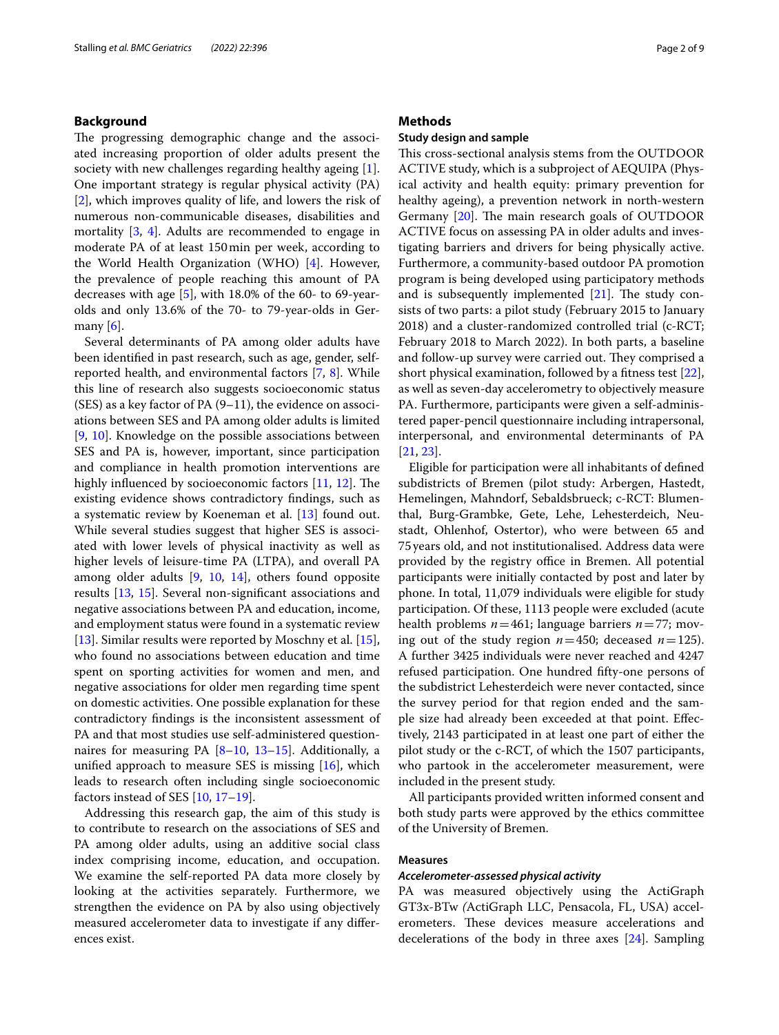## Background

The progressing demographic change and the associated increasing proportion of older adults present the society with new challenges regarding healthy ageing [1]. One important strategy is regular physical activity (PA) [2], which improves quality of life, and lowers the risk of numerous non-communicable diseases, disabilities and mortality [3, 4]. Adults are recommended to engage in moderate PA of at least 150 min per week, according to the World Health Organization (WHO) [4]. However, the prevalence of people reaching this amount of PA decreases with age [5], with 18.0% of the 60- to 69-year-olds and only 13.6% of the 70- to 79-year-olds in Germany [6].

Several determinants of PA among older adults have been identified in past research, such as age, gender, self-reported health, and environmental factors [7, 8]. While this line of research also suggests socioeconomic status (SES) as a key factor of PA (9–11), the evidence on associations between SES and PA among older adults is limited [9, 10]. Knowledge on the possible associations between SES and PA is, however, important, since participation and compliance in health promotion interventions are highly influenced by socioeconomic factors [11, 12]. The existing evidence shows contradictory findings, such as a systematic review by Koeneman et al. [13] found out. While several studies suggest that higher SES is associated with lower levels of physical inactivity as well as higher levels of leisure-time PA (LTPA), and overall PA among older adults [9, 10, 14], others found opposite results [13, 15]. Several non-significant associations and negative associations between PA and education, income, and employment status were found in a systematic review [13]. Similar results were reported by Moschny et al. [15], who found no associations between education and time spent on sporting activities for women and men, and negative associations for older men regarding time spent on domestic activities. One possible explanation for these contradictory findings is the inconsistent assessment of PA and that most studies use self-administered questionnaires for measuring PA [8–10, 13–15]. Additionally, a unified approach to measure SES is missing [16], which leads to research often including single socioeconomic factors instead of SES [10, 17–19].

Addressing this research gap, the aim of this study is to contribute to research on the associations of SES and PA among older adults, using an additive social class index comprising income, education, and occupation. We examine the self-reported PA data more closely by looking at the activities separately. Furthermore, we strengthen the evidence on PA by also using objectively measured accelerometer data to investigate if any differences exist.

## Methods

### Study design and sample

This cross-sectional analysis stems from the OUTDOOR ACTIVE study, which is a subproject of AEQUIPA (Physical activity and health equity: primary prevention for healthy ageing), a prevention network in north-western Germany [20]. The main research goals of OUTDOOR ACTIVE focus on assessing PA in older adults and investigating barriers and drivers for being physically active. Furthermore, a community-based outdoor PA promotion program is being developed using participatory methods and is subsequently implemented [21]. The study consists of two parts: a pilot study (February 2015 to January 2018) and a cluster-randomized controlled trial (c-RCT; February 2018 to March 2022). In both parts, a baseline and follow-up survey were carried out. They comprised a short physical examination, followed by a fitness test [22], as well as seven-day accelerometry to objectively measure PA. Furthermore, participants were given a self-administered paper-pencil questionnaire including intrapersonal, interpersonal, and environmental determinants of PA [21, 23].

Eligible for participation were all inhabitants of defined subdistricts of Bremen (pilot study: Arbergen, Hastedt, Hemelingen, Mahndorf, Sebaldsbrueck; c-RCT: Blumenthal, Burg-Grambke, Gete, Lehe, Lehesterdeich, Neustadt, Ohlenhof, Ostertor), who were between 65 and 75 years old, and not institutionalised. Address data were provided by the registry office in Bremen. All potential participants were initially contacted by post and later by phone. In total, 11,079 individuals were eligible for study participation. Of these, 1113 people were excluded (acute health problems $n=461$; language barriers $n=77$; moving out of the study region $n=450$; deceased $n=125$). A further 3425 individuals were never reached and 4247 refused participation. One hundred fifty-one persons of the subdistrict Lehesterdeich were never contacted, since the survey period for that region ended and the sample size had already been exceeded at that point. Effectively, 2143 participated in at least one part of either the pilot study or the c-RCT, of which the 1507 participants, who partook in the accelerometer measurement, were included in the present study.

All participants provided written informed consent and both study parts were approved by the ethics committee of the University of Bremen.

### Measures

#### *Accelerometer-assessed physical activity*

PA was measured objectively using the ActiGraph GT3x-BTw (ActiGraph LLC, Pensacola, FL, USA) accelerometers. These devices measure accelerations and decelerations of the body in three axes [24]. Sampling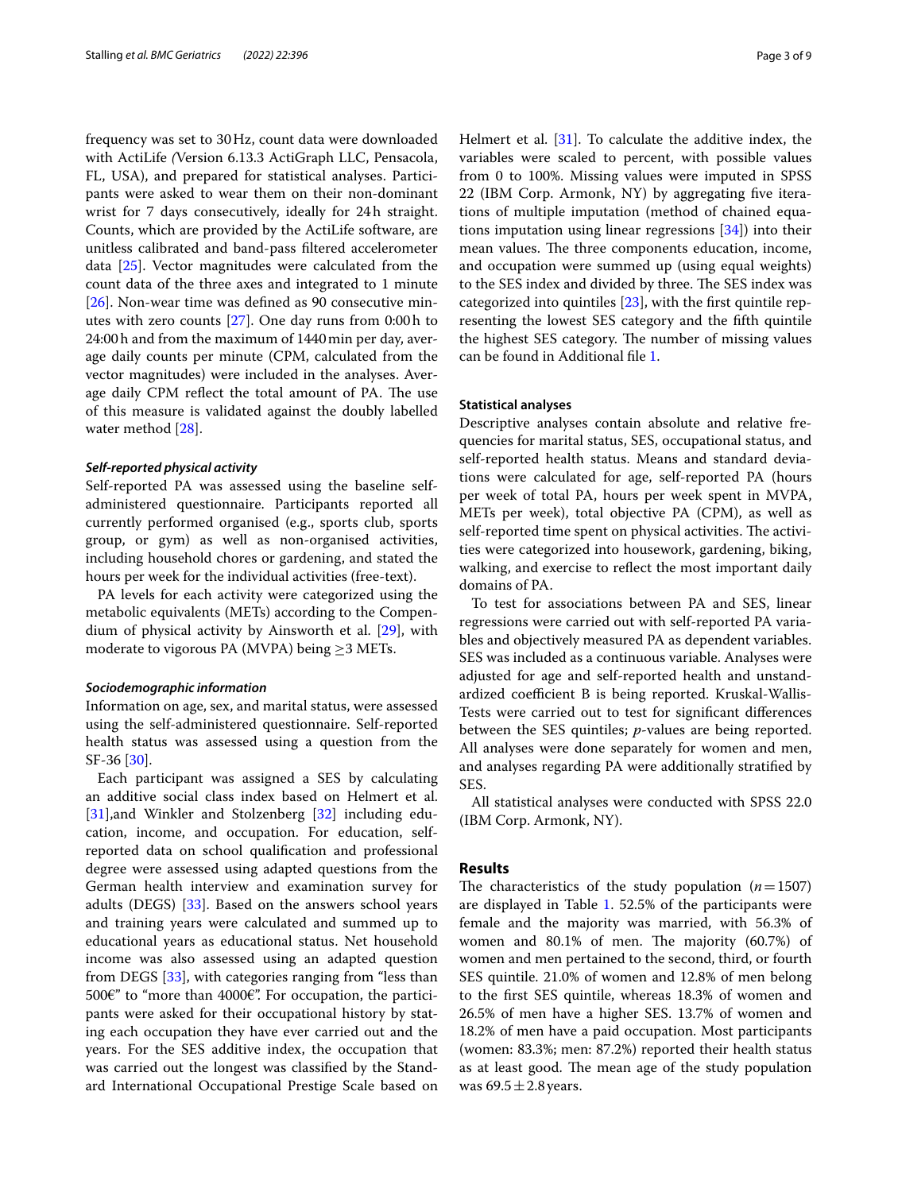frequency was set to 30 Hz, count data were downloaded with ActiLife *(*Version 6.13.3 ActiGraph LLC, Pensacola, FL, USA), and prepared for statistical analyses. Participants were asked to wear them on their non-dominant wrist for 7 days consecutively, ideally for 24 h straight. Counts, which are provided by the ActiLife software, are unitless calibrated and band-pass filtered accelerometer data [25]. Vector magnitudes were calculated from the count data of the three axes and integrated to 1 minute [26]. Non-wear time was defined as 90 consecutive minutes with zero counts [27]. One day runs from 0:00 h to 24:00 h and from the maximum of 1440 min per day, average daily counts per minute (CPM, calculated from the vector magnitudes) were included in the analyses. Average daily CPM reflect the total amount of PA. The use of this measure is validated against the doubly labelled water method [28].

#### *Self-reported physical activity*

Self-reported PA was assessed using the baseline self-administered questionnaire. Participants reported all currently performed organised (e.g., sports club, sports group, or gym) as well as non-organised activities, including household chores or gardening, and stated the hours per week for the individual activities (free-text).

PA levels for each activity were categorized using the metabolic equivalents (METs) according to the Compendium of physical activity by Ainsworth et al. [29], with moderate to vigorous PA (MVPA) being $\geq$3 METs.

#### *Sociodemographic information*

Information on age, sex, and marital status, were assessed using the self-administered questionnaire. Self-reported health status was assessed using a question from the SF-36 [30].

Each participant was assigned a SES by calculating an additive social class index based on Helmert et al. [31],and Winkler and Stolzenberg [32] including education, income, and occupation. For education, self-reported data on school qualification and professional degree were assessed using adapted questions from the German health interview and examination survey for adults (DEGS) [33]. Based on the answers school years and training years were calculated and summed up to educational years as educational status. Net household income was also assessed using an adapted question from DEGS [33], with categories ranging from "less than 500€" to "more than 4000€". For occupation, the participants were asked for their occupational history by stating each occupation they have ever carried out and the years. For the SES additive index, the occupation that was carried out the longest was classified by the Standard International Occupational Prestige Scale based on Helmert et al. [31]. To calculate the additive index, the variables were scaled to percent, with possible values from 0 to 100%. Missing values were imputed in SPSS 22 (IBM Corp. Armonk, NY) by aggregating five iterations of multiple imputation (method of chained equations imputation using linear regressions [34]) into their mean values. The three components education, income, and occupation were summed up (using equal weights) to the SES index and divided by three. The SES index was categorized into quintiles [23], with the first quintile representing the lowest SES category and the fifth quintile the highest SES category. The number of missing values can be found in Additional file 1.

### Statistical analyses

Descriptive analyses contain absolute and relative frequencies for marital status, SES, occupational status, and self-reported health status. Means and standard deviations were calculated for age, self-reported PA (hours per week of total PA, hours per week spent in MVPA, METs per week), total objective PA (CPM), as well as self-reported time spent on physical activities. The activities were categorized into housework, gardening, biking, walking, and exercise to reflect the most important daily domains of PA.

To test for associations between PA and SES, linear regressions were carried out with self-reported PA variables and objectively measured PA as dependent variables. SES was included as a continuous variable. Analyses were adjusted for age and self-reported health and unstandardized coefficient B is being reported. Kruskal-Wallis-Tests were carried out to test for significant differences between the SES quintiles; *p*-values are being reported. All analyses were done separately for women and men, and analyses regarding PA were additionally stratified by SES.

All statistical analyses were conducted with SPSS 22.0 (IBM Corp. Armonk, NY).

## Results

The characteristics of the study population ($n = 1507$) are displayed in Table 1. 52.5% of the participants were female and the majority was married, with 56.3% of women and 80.1% of men. The majority (60.7%) of women and men pertained to the second, third, or fourth SES quintile. 21.0% of women and 12.8% of men belong to the first SES quintile, whereas 18.3% of women and 26.5% of men have a higher SES. 13.7% of women and 18.2% of men have a paid occupation. Most participants (women: 83.3%; men: 87.2%) reported their health status as at least good. The mean age of the study population was $69.5 \pm 2.8$ years.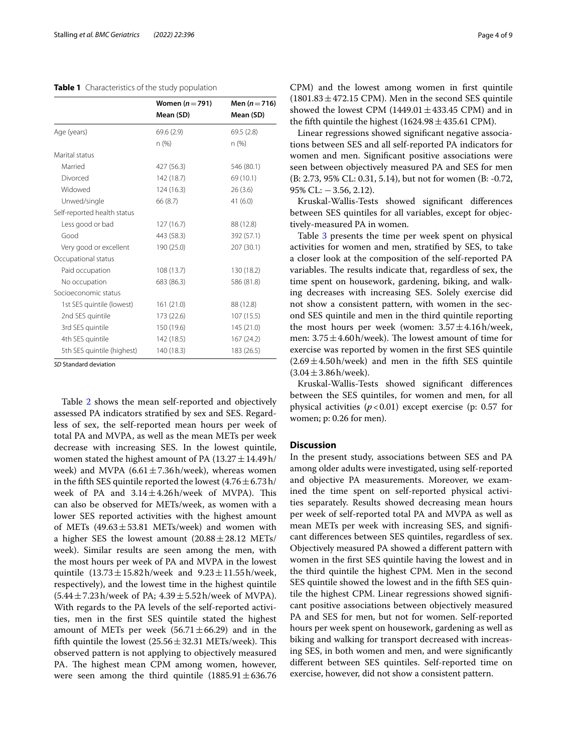**Table 1** Characteristics of the study population

| | Women ($n = 791$) Mean (SD) | Men ($n = 716$) Mean (SD) |
|---|---|---|
| Age (years) | 69.6 (2.9) | 69.5 (2.8) |
| | n (%) | n (%) |
| Marital status | | |
| Married | 427 (56.3) | 546 (80.1) |
| Divorced | 142 (18.7) | 69 (10.1) |
| Widowed | 124 (16.3) | 26 (3.6) |
| Unwed/single | 66 (8.7) | 41 (6.0) |
| Self-reported health status | | |
| Less good or bad | 127 (16.7) | 88 (12.8) |
| Good | 443 (58.3) | 392 (57.1) |
| Very good or excellent | 190 (25.0) | 207 (30.1) |
| Occupational status | | |
| Paid occupation | 108 (13.7) | 130 (18.2) |
| No occupation | 683 (86.3) | 586 (81.8) |
| Socioeconomic status | | |
| 1st SES quintile (lowest) | 161 (21.0) | 88 (12.8) |
| 2nd SES quintile | 173 (22.6) | 107 (15.5) |
| 3rd SES quintile | 150 (19.6) | 145 (21.0) |
| 4th SES quintile | 142 (18.5) | 167 (24.2) |
| 5th SES quintile (highest) | 140 (18.3) | 183 (26.5) |

*SD* Standard deviation

Table 2 shows the mean self-reported and objectively assessed PA indicators stratified by sex and SES. Regardless of sex, the self-reported mean hours per week of total PA and MVPA, as well as the mean METs per week decrease with increasing SES. In the lowest quintile, women stated the highest amount of PA ($13.27 \pm 14.49$ h/week) and MVPA ($6.61 \pm 7.36$ h/week), whereas women in the fifth SES quintile reported the lowest ($4.76 \pm 6.73$ h/week of PA and $3.14 \pm 4.26$ h/week of MVPA). This can also be observed for METs/week, as women with a lower SES reported activities with the highest amount of METs ($49.63 \pm 53.81$ METs/week) and women with a higher SES the lowest amount ($20.88 \pm 28.12$ METs/week). Similar results are seen among the men, with the most hours per week of PA and MVPA in the lowest quintile ($13.73 \pm 15.82$ h/week and $9.23 \pm 11.55$ h/week, respectively), and the lowest time in the highest quintile ($5.44 \pm 7.23$ h/week of PA; $4.39 \pm 5.52$ h/week of MVPA). With regards to the PA levels of the self-reported activities, men in the first SES quintile stated the highest amount of METs per week ($56.71 \pm 66.29$) and in the fifth quintile the lowest ($25.56 \pm 32.31$ METs/week). This observed pattern is not applying to objectively measured PA. The highest mean CPM among women, however, were seen among the third quintile ($1885.91 \pm 636.76$ CPM) and the lowest among women in first quintile ($1801.83 \pm 472.15$ CPM). Men in the second SES quintile showed the lowest CPM ($1449.01 \pm 433.45$ CPM) and in the fifth quintile the highest ($1624.98 \pm 435.61$ CPM).

Linear regressions showed significant negative associations between SES and all self-reported PA indicators for women and men. Significant positive associations were seen between objectively measured PA and SES for men (B: 2.73, 95% CL: 0.31, 5.14), but not for women (B: -0.72, 95% CL: −3.56, 2.12).

Kruskal-Wallis-Tests showed significant differences between SES quintiles for all variables, except for objectively-measured PA in women.

Table 3 presents the time per week spent on physical activities for women and men, stratified by SES, to take a closer look at the composition of the self-reported PA variables. The results indicate that, regardless of sex, the time spent on housework, gardening, biking, and walking decreases with increasing SES. Solely exercise did not show a consistent pattern, with women in the second SES quintile and men in the third quintile reporting the most hours per week (women: $3.57 \pm 4.16$ h/week, men: $3.75 \pm 4.60$ h/week). The lowest amount of time for exercise was reported by women in the first SES quintile ($2.69 \pm 4.50$ h/week) and men in the fifth SES quintile ($3.04 \pm 3.86$ h/week).

Kruskal-Wallis-Tests showed significant differences between the SES quintiles, for women and men, for all physical activities ($p < 0.01$) except exercise (p: 0.57 for women; p: 0.26 for men).

## Discussion

In the present study, associations between SES and PA among older adults were investigated, using self-reported and objective PA measurements. Moreover, we examined the time spent on self-reported physical activities separately. Results showed decreasing mean hours per week of self-reported total PA and MVPA as well as mean METs per week with increasing SES, and significant differences between SES quintiles, regardless of sex. Objectively measured PA showed a different pattern with women in the first SES quintile having the lowest and in the third quintile the highest CPM. Men in the second SES quintile showed the lowest and in the fifth SES quintile the highest CPM. Linear regressions showed significant positive associations between objectively measured PA and SES for men, but not for women. Self-reported hours per week spent on housework, gardening as well as biking and walking for transport decreased with increasing SES, in both women and men, and were significantly different between SES quintiles. Self-reported time on exercise, however, did not show a consistent pattern.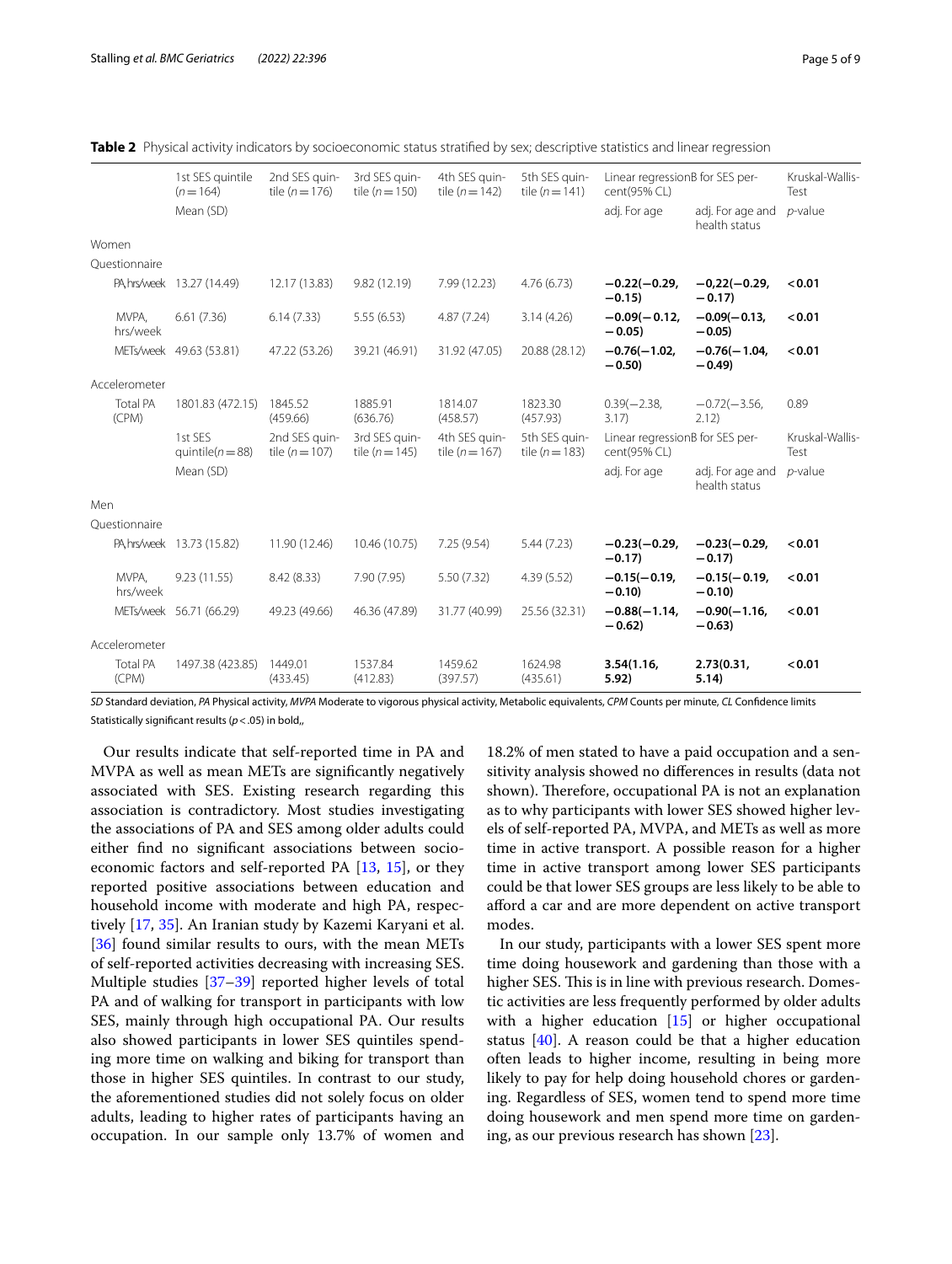**Table 2** Physical activity indicators by socioeconomic status stratified by sex; descriptive statistics and linear regression

| | 1st SES quintile (n = 164) | 2nd SES quintile (n = 176) | 3rd SES quintile (n = 150) | 4th SES quintile (n = 142) | 5th SES quintile (n = 141) | Linear regressionB for SES percent(95% CL) | | Kruskal-Wallis-Test |
|---|---|---|---|---|---|---|---|---|
| | Mean (SD) | | | | | adj. For age | adj. For age and health status | *p*-value |
| Women | | | | | | | | |
| Questionnaire | | | | | | | | |
| PA, hrs/week | 13.27 (14.49) | 12.17 (13.83) | 9.82 (12.19) | 7.99 (12.23) | 4.76 (6.73) | **−0.22(−0.29, −0.15)** | **−0,22(−0.29, −0.17)** | **<0.01** |
| MVPA, hrs/week | 6.61 (7.36) | 6.14 (7.33) | 5.55 (6.53) | 4.87 (7.24) | 3.14 (4.26) | **−0.09(−0.12, −0.05)** | **−0.09(−0.13, −0.05)** | **<0.01** |
| METs/week | 49.63 (53.81) | 47.22 (53.26) | 39.21 (46.91) | 31.92 (47.05) | 20.88 (28.12) | **−0.76(−1.02, −0.50)** | **−0.76(−1.04, −0.49)** | **<0.01** |
| Accelerometer | | | | | | | | |
| Total PA (CPM) | 1801.83 (472.15) | 1845.52 (459.66) | 1885.91 (636.76) | 1814.07 (458.57) | 1823.30 (457.93) | 0.39(−2.38, 3.17) | −0.72(−3.56, 2.12) | 0.89 |
| | 1st SES quintile(n = 88) | 2nd SES quintile (n = 107) | 3rd SES quintile (n = 145) | 4th SES quintile (n = 167) | 5th SES quintile (n = 183) | Linear regressionB for SES percent(95% CL) | | Kruskal-Wallis-Test |
| | Mean (SD) | | | | | adj. For age | adj. For age and health status | *p*-value |
| Men | | | | | | | | |
| Questionnaire | | | | | | | | |
| PA, hrs/week | 13.73 (15.82) | 11.90 (12.46) | 10.46 (10.75) | 7.25 (9.54) | 5.44 (7.23) | **−0.23(−0.29, −0.17)** | **−0.23(−0.29, −0.17)** | **<0.01** |
| MVPA, hrs/week | 9.23 (11.55) | 8.42 (8.33) | 7.90 (7.95) | 5.50 (7.32) | 4.39 (5.52) | **−0.15(−0.19, −0.10)** | **−0.15(−0.19, −0.10)** | **<0.01** |
| METs/week | 56.71 (66.29) | 49.23 (49.66) | 46.36 (47.89) | 31.77 (40.99) | 25.56 (32.31) | **−0.88(−1.14, −0.62)** | **−0.90(−1.16, −0.63)** | **<0.01** |
| Accelerometer | | | | | | | | |
| Total PA (CPM) | 1497.38 (423.85) | 1449.01 (433.45) | 1537.84 (412.83) | 1459.62 (397.57) | 1624.98 (435.61) | **3.54(1.16, 5.92)** | **2.73(0.31, 5.14)** | **<0.01** |

*SD* Standard deviation, *PA* Physical activity, *MVPA* Moderate to vigorous physical activity, Metabolic equivalents, *CPM* Counts per minute, *CL* Confidence limits

Statistically significant results ($p < .05$) in bold,,

Our results indicate that self-reported time in PA and MVPA as well as mean METs are significantly negatively associated with SES. Existing research regarding this association is contradictory. Most studies investigating the associations of PA and SES among older adults could either find no significant associations between socioeconomic factors and self-reported PA [13, 15], or they reported positive associations between education and household income with moderate and high PA, respectively [17, 35]. An Iranian study by Kazemi Karyani et al. [36] found similar results to ours, with the mean METs of self-reported activities decreasing with increasing SES. Multiple studies [37–39] reported higher levels of total PA and of walking for transport in participants with low SES, mainly through high occupational PA. Our results also showed participants in lower SES quintiles spending more time on walking and biking for transport than those in higher SES quintiles. In contrast to our study, the aforementioned studies did not solely focus on older adults, leading to higher rates of participants having an occupation. In our sample only 13.7% of women and 18.2% of men stated to have a paid occupation and a sensitivity analysis showed no differences in results (data not shown). Therefore, occupational PA is not an explanation as to why participants with lower SES showed higher levels of self-reported PA, MVPA, and METs as well as more time in active transport. A possible reason for a higher time in active transport among lower SES participants could be that lower SES groups are less likely to be able to afford a car and are more dependent on active transport modes.

In our study, participants with a lower SES spent more time doing housework and gardening than those with a higher SES. This is in line with previous research. Domestic activities are less frequently performed by older adults with a higher education [15] or higher occupational status [40]. A reason could be that a higher education often leads to higher income, resulting in being more likely to pay for help doing household chores or gardening. Regardless of SES, women tend to spend more time doing housework and men spend more time on gardening, as our previous research has shown [23].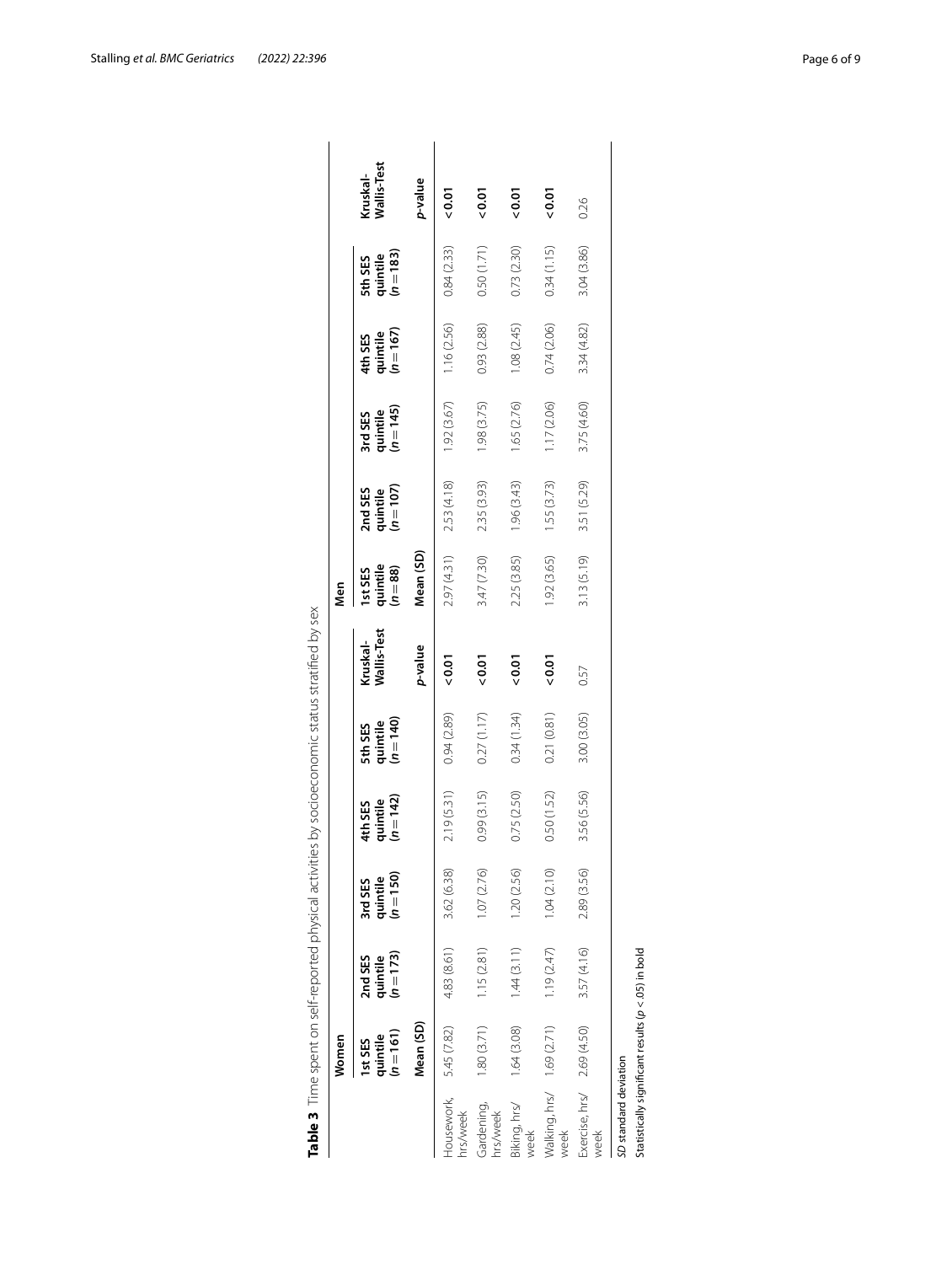**Table 3** Time spent on self-reported physical activities by socioeconomic status stratified by sex

| | Women | | | | | | Men | | | | | |
|---|---|---|---|---|---|---|---|---|---|---|---|---|
| | 1st SES quintile ($n=161$) | 2nd SES quintile ($n=173$) | 3rd SES quintile ($n=150$) | 4th SES quintile ($n=142$) | 5th SES quintile ($n=140$) | Kruskal-Wallis-Test | 1st SES quintile ($n=88$) | 2nd SES quintile ($n=107$) | 3rd SES quintile ($n=145$) | 4th SES quintile ($n=167$) | 5th SES quintile ($n=183$) | Kruskal-Wallis-Test |
| | Mean (SD) | | | | | *p*-value | Mean (SD) | | | | | *p*-value |
| Housework, hrs/week | 5.45 (7.82) | 4.83 (8.61) | 3.62 (6.38) | 2.19 (5.31) | 0.94 (2.89) | **<0.01** | 2.97 (4.31) | 2.53 (4.18) | 1.92 (3.67) | 1.16 (2.56) | 0.84 (2.33) | **<0.01** |
| Gardening, hrs/week | 1.80 (3.71) | 1.15 (2.81) | 1.07 (2.76) | 0.99 (3.15) | 0.27 (1.17) | **<0.01** | 3.47 (7.30) | 2.35 (3.93) | 1.98 (3.75) | 0.93 (2.88) | 0.50 (1.71) | **<0.01** |
| Biking, hrs/week | 1.64 (3.08) | 1.44 (3.11) | 1.20 (2.56) | 0.75 (2.50) | 0.34 (1.34) | **<0.01** | 2.25 (3.85) | 1.96 (3.43) | 1.65 (2.76) | 1.08 (2.45) | 0.73 (2.30) | **<0.01** |
| Walking, hrs/week | 1.69 (2.71) | 1.19 (2.47) | 1.04 (2.10) | 0.50 (1.52) | 0.21 (0.81) | **<0.01** | 1.92 (3.65) | 1.55 (3.73) | 1.17 (2.06) | 0.74 (2.06) | 0.34 (1.15) | **<0.01** |
| Exercise, hrs/week | 2.69 (4.50) | 3.57 (4.16) | 2.89 (3.56) | 3.56 (5.56) | 3.00 (3.05) | 0.57 | 3.13 (5.19) | 3.51 (5.29) | 3.75 (4.60) | 3.34 (4.82) | 3.04 (3.86) | 0.26 |

*SD* standard deviation

Statistically significant results ($p<.05$) in bold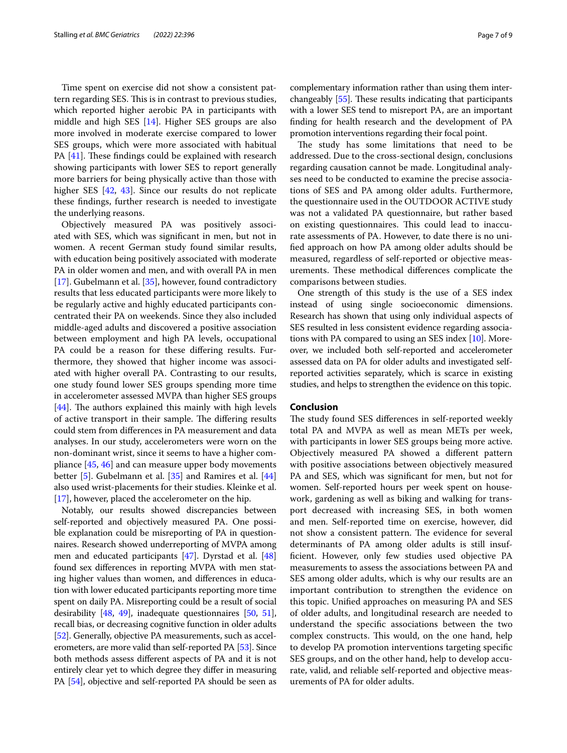Time spent on exercise did not show a consistent pattern regarding SES. This is in contrast to previous studies, which reported higher aerobic PA in participants with middle and high SES [14]. Higher SES groups are also more involved in moderate exercise compared to lower SES groups, which were more associated with habitual PA [41]. These findings could be explained with research showing participants with lower SES to report generally more barriers for being physically active than those with higher SES [42, 43]. Since our results do not replicate these findings, further research is needed to investigate the underlying reasons.

Objectively measured PA was positively associated with SES, which was significant in men, but not in women. A recent German study found similar results, with education being positively associated with moderate PA in older women and men, and with overall PA in men [17]. Gubelmann et al. [35], however, found contradictory results that less educated participants were more likely to be regularly active and highly educated participants concentrated their PA on weekends. Since they also included middle-aged adults and discovered a positive association between employment and high PA levels, occupational PA could be a reason for these differing results. Furthermore, they showed that higher income was associated with higher overall PA. Contrasting to our results, one study found lower SES groups spending more time in accelerometer assessed MVPA than higher SES groups [44]. The authors explained this mainly with high levels of active transport in their sample. The differing results could stem from differences in PA measurement and data analyses. In our study, accelerometers were worn on the non-dominant wrist, since it seems to have a higher compliance [45, 46] and can measure upper body movements better [5]. Gubelmann et al. [35] and Ramires et al. [44] also used wrist-placements for their studies. Kleinke et al. [17], however, placed the accelerometer on the hip.

Notably, our results showed discrepancies between self-reported and objectively measured PA. One possible explanation could be misreporting of PA in questionnaires. Research showed underreporting of MVPA among men and educated participants [47]. Dyrstad et al. [48] found sex differences in reporting MVPA with men stating higher values than women, and differences in education with lower educated participants reporting more time spent on daily PA. Misreporting could be a result of social desirability [48, 49], inadequate questionnaires [50, 51], recall bias, or decreasing cognitive function in older adults [52]. Generally, objective PA measurements, such as accelerometers, are more valid than self-reported PA [53]. Since both methods assess different aspects of PA and it is not entirely clear yet to which degree they differ in measuring PA [54], objective and self-reported PA should be seen as complementary information rather than using them interchangeably [55]. These results indicating that participants with a lower SES tend to misreport PA, are an important finding for health research and the development of PA promotion interventions regarding their focal point.

The study has some limitations that need to be addressed. Due to the cross-sectional design, conclusions regarding causation cannot be made. Longitudinal analyses need to be conducted to examine the precise associations of SES and PA among older adults. Furthermore, the questionnaire used in the OUTDOOR ACTIVE study was not a validated PA questionnaire, but rather based on existing questionnaires. This could lead to inaccurate assessments of PA. However, to date there is no unified approach on how PA among older adults should be measured, regardless of self-reported or objective measurements. These methodical differences complicate the comparisons between studies.

One strength of this study is the use of a SES index instead of using single socioeconomic dimensions. Research has shown that using only individual aspects of SES resulted in less consistent evidence regarding associations with PA compared to using an SES index [10]. Moreover, we included both self-reported and accelerometer assessed data on PA for older adults and investigated self-reported activities separately, which is scarce in existing studies, and helps to strengthen the evidence on this topic.

## Conclusion

The study found SES differences in self-reported weekly total PA and MVPA as well as mean METs per week, with participants in lower SES groups being more active. Objectively measured PA showed a different pattern with positive associations between objectively measured PA and SES, which was significant for men, but not for women. Self-reported hours per week spent on housework, gardening as well as biking and walking for transport decreased with increasing SES, in both women and men. Self-reported time on exercise, however, did not show a consistent pattern. The evidence for several determinants of PA among older adults is still insufficient. However, only few studies used objective PA measurements to assess the associations between PA and SES among older adults, which is why our results are an important contribution to strengthen the evidence on this topic. Unified approaches on measuring PA and SES of older adults, and longitudinal research are needed to understand the specific associations between the two complex constructs. This would, on the one hand, help to develop PA promotion interventions targeting specific SES groups, and on the other hand, help to develop accurate, valid, and reliable self-reported and objective measurements of PA for older adults.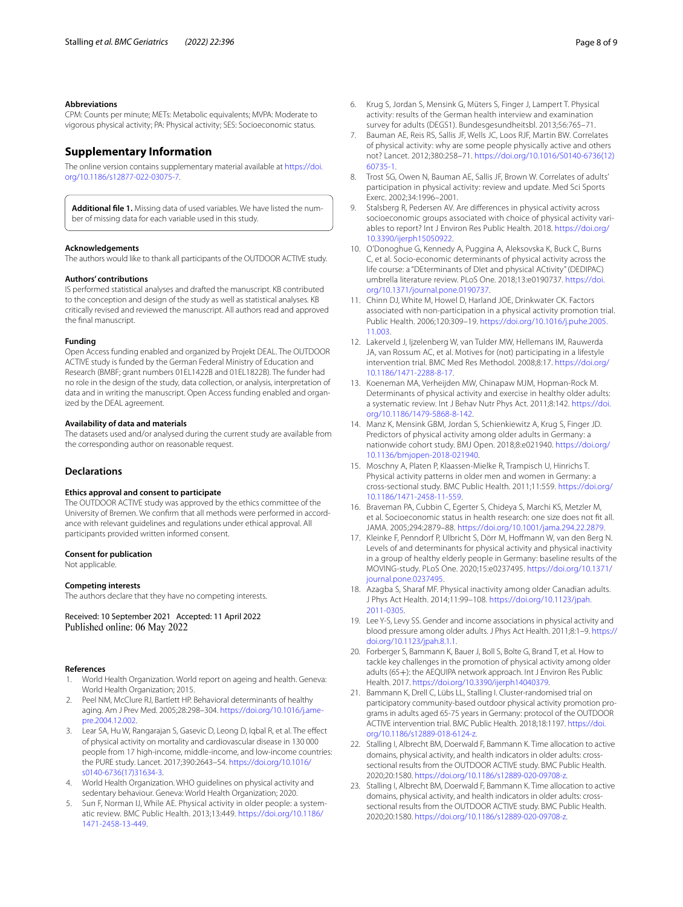### Abbreviations

CPM: Counts per minute; METs: Metabolic equivalents; MVPA: Moderate to vigorous physical activity; PA: Physical activity; SES: Socioeconomic status.

## Supplementary Information

The online version contains supplementary material available at https://doi.org/10.1186/s12877-022-03075-7.

**Additional file 1.** Missing data of used variables. We have listed the number of missing data for each variable used in this study.

### Acknowledgements

The authors would like to thank all participants of the OUTDOOR ACTIVE study.

### Authors' contributions

IS performed statistical analyses and drafted the manuscript. KB contributed to the conception and design of the study as well as statistical analyses. KB critically revised and reviewed the manuscript. All authors read and approved the final manuscript.

### Funding

Open Access funding enabled and organized by Projekt DEAL. The OUTDOOR ACTIVE study is funded by the German Federal Ministry of Education and Research (BMBF; grant numbers 01EL1422B and 01EL1822B). The funder had no role in the design of the study, data collection, or analysis, interpretation of data and in writing the manuscript. Open Access funding enabled and organized by the DEAL agreement.

### Availability of data and materials

The datasets used and/or analysed during the current study are available from the corresponding author on reasonable request.

## Declarations

### Ethics approval and consent to participate

The OUTDOOR ACTIVE study was approved by the ethics committee of the University of Bremen. We confirm that all methods were performed in accordance with relevant guidelines and regulations under ethical approval. All participants provided written informed consent.

### Consent for publication

Not applicable.

### Competing interests

The authors declare that they have no competing interests.

Received: 10 September 2021 Accepted: 11 April 2022
Published online: 06 May 2022

### References

1. World Health Organization. World report on ageing and health. Geneva: World Health Organization; 2015.
2. Peel NM, McClure RJ, Bartlett HP. Behavioral determinants of healthy aging. Am J Prev Med. 2005;28:298–304. https://doi.org/10.1016/j.amepre.2004.12.002.
3. Lear SA, Hu W, Rangarajan S, Gasevic D, Leong D, Iqbal R, et al. The effect of physical activity on mortality and cardiovascular disease in 130 000 people from 17 high-income, middle-income, and low-income countries: the PURE study. Lancet. 2017;390:2643–54. https://doi.org/10.1016/s0140-6736(17)31634-3.
4. World Health Organization. WHO guidelines on physical activity and sedentary behaviour. Geneva: World Health Organization; 2020.
5. Sun F, Norman IJ, While AE. Physical activity in older people: a systematic review. BMC Public Health. 2013;13:449. https://doi.org/10.1186/1471-2458-13-449.
6. Krug S, Jordan S, Mensink G, Müters S, Finger J, Lampert T. Physical activity: results of the German health interview and examination survey for adults (DEGS1). Bundesgesundheitsbl. 2013;56:765–71.
7. Bauman AE, Reis RS, Sallis JF, Wells JC, Loos RJF, Martin BW. Correlates of physical activity: why are some people physically active and others not? Lancet. 2012;380:258–71. https://doi.org/10.1016/S0140-6736(12)60735-1.
8. Trost SG, Owen N, Bauman AE, Sallis JF, Brown W. Correlates of adults' participation in physical activity: review and update. Med Sci Sports Exerc. 2002;34:1996–2001.
9. Stalsberg R, Pedersen AV. Are differences in physical activity across socioeconomic groups associated with choice of physical activity variables to report? Int J Environ Res Public Health. 2018. https://doi.org/10.3390/ijerph15050922.
10. O'Donoghue G, Kennedy A, Puggina A, Aleksovska K, Buck C, Burns C, et al. Socio-economic determinants of physical activity across the life course: a "DEterminants of DIet and physical ACtivity" (DEDIPAC) umbrella literature review. PLoS One. 2018;13:e0190737. https://doi.org/10.1371/journal.pone.0190737.
11. Chinn DJ, White M, Howel D, Harland JOE, Drinkwater CK. Factors associated with non-participation in a physical activity promotion trial. Public Health. 2006;120:309–19. https://doi.org/10.1016/j.puhe.2005.11.003.
12. Lakerveld J, Ijzelenberg W, van Tulder MW, Hellemans IM, Rauwerda JA, van Rossum AC, et al. Motives for (not) participating in a lifestyle intervention trial. BMC Med Res Methodol. 2008;8:17. https://doi.org/10.1186/1471-2288-8-17.
13. Koeneman MA, Verheijden MW, Chinapaw MJM, Hopman-Rock M. Determinants of physical activity and exercise in healthy older adults: a systematic review. Int J Behav Nutr Phys Act. 2011;8:142. https://doi.org/10.1186/1479-5868-8-142.
14. Manz K, Mensink GBM, Jordan S, Schienkiewitz A, Krug S, Finger JD. Predictors of physical activity among older adults in Germany: a nationwide cohort study. BMJ Open. 2018;8:e021940. https://doi.org/10.1136/bmjopen-2018-021940.
15. Moschny A, Platen P, Klaassen-Mielke R, Trampisch U, Hinrichs T. Physical activity patterns in older men and women in Germany: a cross-sectional study. BMC Public Health. 2011;11:559. https://doi.org/10.1186/1471-2458-11-559.
16. Braveman PA, Cubbin C, Egerter S, Chideya S, Marchi KS, Metzler M, et al. Socioeconomic status in health research: one size does not fit all. JAMA. 2005;294:2879–88. https://doi.org/10.1001/jama.294.22.2879.
17. Kleinke F, Penndorf P, Ulbricht S, Dörr M, Hoffmann W, van den Berg N. Levels of and determinants for physical activity and physical inactivity in a group of healthy elderly people in Germany: baseline results of the MOVING-study. PLoS One. 2020;15:e0237495. https://doi.org/10.1371/journal.pone.0237495.
18. Azagba S, Sharaf MF. Physical inactivity among older Canadian adults. J Phys Act Health. 2014;11:99–108. https://doi.org/10.1123/jpah.2011-0305.
19. Lee Y-S, Levy SS. Gender and income associations in physical activity and blood pressure among older adults. J Phys Act Health. 2011;8:1–9. https://doi.org/10.1123/jpah.8.1.1.
20. Forberger S, Bammann K, Bauer J, Boll S, Bolte G, Brand T, et al. How to tackle key challenges in the promotion of physical activity among older adults (65+): the AEQUIPA network approach. Int J Environ Res Public Health. 2017. https://doi.org/10.3390/ijerph14040379.
21. Bammann K, Drell C, Lübs LL, Stalling I. Cluster-randomised trial on participatory community-based outdoor physical activity promotion programs in adults aged 65-75 years in Germany: protocol of the OUTDOOR ACTIVE intervention trial. BMC Public Health. 2018;18:1197. https://doi.org/10.1186/s12889-018-6124-z.
22. Stalling I, Albrecht BM, Doerwald F, Bammann K. Time allocation to active domains, physical activity, and health indicators in older adults: cross-sectional results from the OUTDOOR ACTIVE study. BMC Public Health. 2020;20:1580. https://doi.org/10.1186/s12889-020-09708-z.
23. Stalling I, Albrecht BM, Doerwald F, Bammann K. Time allocation to active domains, physical activity, and health indicators in older adults: cross-sectional results from the OUTDOOR ACTIVE study. BMC Public Health. 2020;20:1580. https://doi.org/10.1186/s12889-020-09708-z.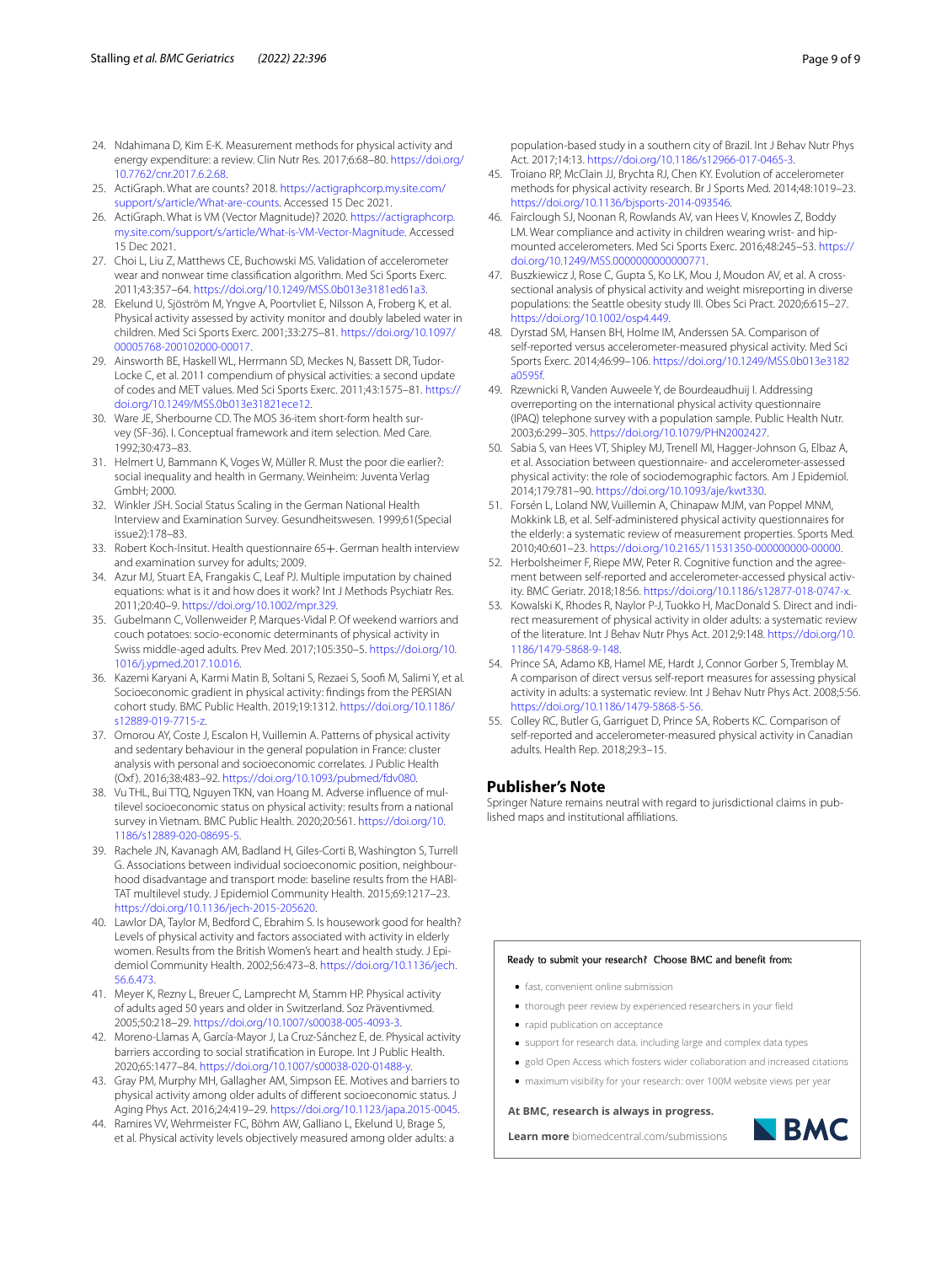24. Ndahimana D, Kim E-K. Measurement methods for physical activity and energy expenditure: a review. Clin Nutr Res. 2017;6:68–80. https://doi.org/10.7762/cnr.2017.6.2.68.
25. ActiGraph. What are counts? 2018. https://actigraphcorp.my.site.com/support/s/article/What-are-counts. Accessed 15 Dec 2021.
26. ActiGraph. What is VM (Vector Magnitude)? 2020. https://actigraphcorp.my.site.com/support/s/article/What-is-VM-Vector-Magnitude. Accessed 15 Dec 2021.
27. Choi L, Liu Z, Matthews CE, Buchowski MS. Validation of accelerometer wear and nonwear time classification algorithm. Med Sci Sports Exerc. 2011;43:357–64. https://doi.org/10.1249/MSS.0b013e3181ed61a3.
28. Ekelund U, Sjöström M, Yngve A, Poortvliet E, Nilsson A, Froberg K, et al. Physical activity assessed by activity monitor and doubly labeled water in children. Med Sci Sports Exerc. 2001;33:275–81. https://doi.org/10.1097/00005768-200102000-00017.
29. Ainsworth BE, Haskell WL, Herrmann SD, Meckes N, Bassett DR, Tudor-Locke C, et al. 2011 compendium of physical activities: a second update of codes and MET values. Med Sci Sports Exerc. 2011;43:1575–81. https://doi.org/10.1249/MSS.0b013e31821ece12.
30. Ware JE, Sherbourne CD. The MOS 36-item short-form health survey (SF-36). I. Conceptual framework and item selection. Med Care. 1992;30:473–83.
31. Helmert U, Bammann K, Voges W, Müller R. Must the poor die earlier?: social inequality and health in Germany. Weinheim: Juventa Verlag GmbH; 2000.
32. Winkler JSH. Social Status Scaling in the German National Health Interview and Examination Survey. Gesundheitswesen. 1999;61(Special issue2):178–83.
33. Robert Koch-Insitut. Health questionnaire 65+. German health interview and examination survey for adults; 2009.
34. Azur MJ, Stuart EA, Frangakis C, Leaf PJ. Multiple imputation by chained equations: what is it and how does it work? Int J Methods Psychiatr Res. 2011;20:40–9. https://doi.org/10.1002/mpr.329.
35. Gubelmann C, Vollenweider P, Marques-Vidal P. Of weekend warriors and couch potatoes: socio-economic determinants of physical activity in Swiss middle-aged adults. Prev Med. 2017;105:350–5. https://doi.org/10.1016/j.ypmed.2017.10.016.
36. Kazemi Karyani A, Karmi Matin B, Soltani S, Rezaei S, Soofi M, Salimi Y, et al. Socioeconomic gradient in physical activity: findings from the PERSIAN cohort study. BMC Public Health. 2019;19:1312. https://doi.org/10.1186/s12889-019-7715-z.
37. Omorou AY, Coste J, Escalon H, Vuillemin A. Patterns of physical activity and sedentary behaviour in the general population in France: cluster analysis with personal and socioeconomic correlates. J Public Health (Oxf). 2016;38:483–92. https://doi.org/10.1093/pubmed/fdv080.
38. Vu THL, Bui TTQ, Nguyen TKN, van Hoang M. Adverse influence of multilevel socioeconomic status on physical activity: results from a national survey in Vietnam. BMC Public Health. 2020;20:561. https://doi.org/10.1186/s12889-020-08695-5.
39. Rachele JN, Kavanagh AM, Badland H, Giles-Corti B, Washington S, Turrell G. Associations between individual socioeconomic position, neighbourhood disadvantage and transport mode: baseline results from the HABITAT multilevel study. J Epidemiol Community Health. 2015;69:1217–23. https://doi.org/10.1136/jech-2015-205620.
40. Lawlor DA, Taylor M, Bedford C, Ebrahim S. Is housework good for health? Levels of physical activity and factors associated with activity in elderly women. Results from the British Women's heart and health study. J Epidemiol Community Health. 2002;56:473–8. https://doi.org/10.1136/jech.56.6.473.
41. Meyer K, Rezny L, Breuer C, Lamprecht M, Stamm HP. Physical activity of adults aged 50 years and older in Switzerland. Soz Präventivmed. 2005;50:218–29. https://doi.org/10.1007/s00038-005-4093-3.
42. Moreno-Llamas A, García-Mayor J, La Cruz-Sánchez E, de. Physical activity barriers according to social stratification in Europe. Int J Public Health. 2020;65:1477–84. https://doi.org/10.1007/s00038-020-01488-y.
43. Gray PM, Murphy MH, Gallagher AM, Simpson EE. Motives and barriers to physical activity among older adults of different socioeconomic status. J Aging Phys Act. 2016;24:419–29. https://doi.org/10.1123/japa.2015-0045.
44. Ramires VV, Wehrmeister FC, Böhm AW, Galliano L, Ekelund U, Brage S, et al. Physical activity levels objectively measured among older adults: a population-based study in a southern city of Brazil. Int J Behav Nutr Phys Act. 2017;14:13. https://doi.org/10.1186/s12966-017-0465-3.
45. Troiano RP, McClain JJ, Brychta RJ, Chen KY. Evolution of accelerometer methods for physical activity research. Br J Sports Med. 2014;48:1019–23. https://doi.org/10.1136/bjsports-2014-093546.
46. Fairclough SJ, Noonan R, Rowlands AV, van Hees V, Knowles Z, Boddy LM. Wear compliance and activity in children wearing wrist- and hip-mounted accelerometers. Med Sci Sports Exerc. 2016;48:245–53. https://doi.org/10.1249/MSS.0000000000000771.
47. Buszkiewicz J, Rose C, Gupta S, Ko LK, Mou J, Moudon AV, et al. A cross-sectional analysis of physical activity and weight misreporting in diverse populations: the Seattle obesity study III. Obes Sci Pract. 2020;6:615–27. https://doi.org/10.1002/osp4.449.
48. Dyrstad SM, Hansen BH, Holme IM, Anderssen SA. Comparison of self-reported versus accelerometer-measured physical activity. Med Sci Sports Exerc. 2014;46:99–106. https://doi.org/10.1249/MSS.0b013e3182a0595f.
49. Rzewnicki R, Vanden Auweele Y, de Bourdeaudhuij I. Addressing overreporting on the international physical activity questionnaire (IPAQ) telephone survey with a population sample. Public Health Nutr. 2003;6:299–305. https://doi.org/10.1079/PHN2002427.
50. Sabia S, van Hees VT, Shipley MJ, Trenell MI, Hagger-Johnson G, Elbaz A, et al. Association between questionnaire- and accelerometer-assessed physical activity: the role of sociodemographic factors. Am J Epidemiol. 2014;179:781–90. https://doi.org/10.1093/aje/kwt330.
51. Forsén L, Loland NW, Vuillemin A, Chinapaw MJM, van Poppel MNM, Mokkink LB, et al. Self-administered physical activity questionnaires for the elderly: a systematic review of measurement properties. Sports Med. 2010;40:601–23. https://doi.org/10.2165/11531350-000000000-00000.
52. Herbolsheimer F, Riepe MW, Peter R. Cognitive function and the agreement between self-reported and accelerometer-accessed physical activity. BMC Geriatr. 2018;18:56. https://doi.org/10.1186/s12877-018-0747-x.
53. Kowalski K, Rhodes R, Naylor P-J, Tuokko H, MacDonald S. Direct and indirect measurement of physical activity in older adults: a systematic review of the literature. Int J Behav Nutr Phys Act. 2012;9:148. https://doi.org/10.1186/1479-5868-9-148.
54. Prince SA, Adamo KB, Hamel ME, Hardt J, Connor Gorber S, Tremblay M. A comparison of direct versus self-report measures for assessing physical activity in adults: a systematic review. Int J Behav Nutr Phys Act. 2008;5:56. https://doi.org/10.1186/1479-5868-5-56.
55. Colley RC, Butler G, Garriguet D, Prince SA, Roberts KC. Comparison of self-reported and accelerometer-measured physical activity in Canadian adults. Health Rep. 2018;29:3–15.

## Publisher's Note

Springer Nature remains neutral with regard to jurisdictional claims in published maps and institutional affiliations.

Ready to submit your research? Choose BMC and benefit from:

- fast, convenient online submission
- thorough peer review by experienced researchers in your field
- rapid publication on acceptance
- support for research data, including large and complex data types
- gold Open Access which fosters wider collaboration and increased citations
- maximum visibility for your research: over 100M website views per year

**At BMC, research is always in progress.**

**Learn more** biomedcentral.com/submissions

BMC